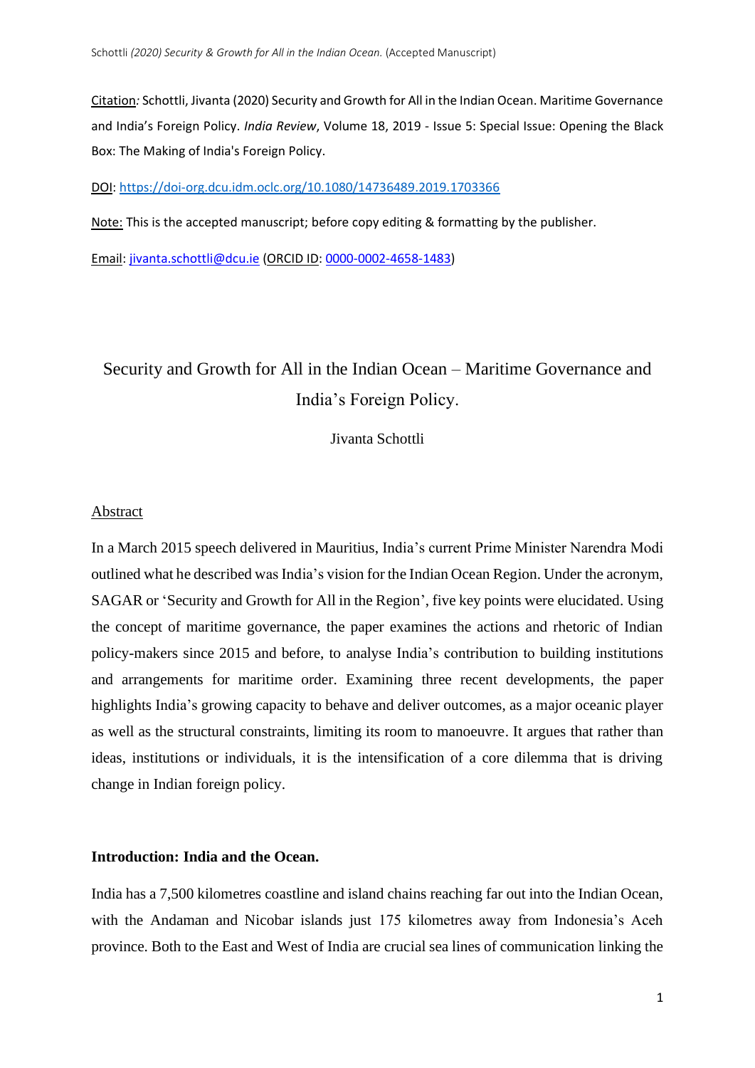Citation: Schottli, Jivanta (2020) Security and Growth for All in the Indian Ocean. Maritime Governance and India's Foreign Policy. *India Review*, Volume 18, 2019 - Issue 5: Special Issue: Opening the Black Box: The Making of India's Foreign Policy.

DOI: https://doi-org.dcu.idm.oclc.org/10.1080/14736489.2019.1703366

Note: This is the accepted manuscript; before copy editing & formatting by the publisher.

Email: jivanta.schottli@dcu.ie (ORCID ID: 0000-0002-4658-1483)

# Security and Growth for All in the Indian Ocean – Maritime Governance and India's Foreign Policy.

Jivanta Schottli

## Abstract

In a March 2015 speech delivered in Mauritius, India's current Prime Minister Narendra Modi outlined what he described was India's vision for the Indian Ocean Region. Under the acronym, SAGAR or 'Security and Growth for All in the Region', five key points were elucidated. Using the concept of maritime governance, the paper examines the actions and rhetoric of Indian policy-makers since 2015 and before, to analyse India's contribution to building institutions and arrangements for maritime order. Examining three recent developments, the paper highlights India's growing capacity to behave and deliver outcomes, as a major oceanic player as well as the structural constraints, limiting its room to manoeuvre. It argues that rather than ideas, institutions or individuals, it is the intensification of a core dilemma that is driving change in Indian foreign policy.

## Introduction: India and the Ocean.

India has a 7,500 kilometres coastline and island chains reaching far out into the Indian Ocean, with the Andaman and Nicobar islands just 175 kilometres away from Indonesia's Aceh province. Both to the East and West of India are crucial sea lines of communication linking the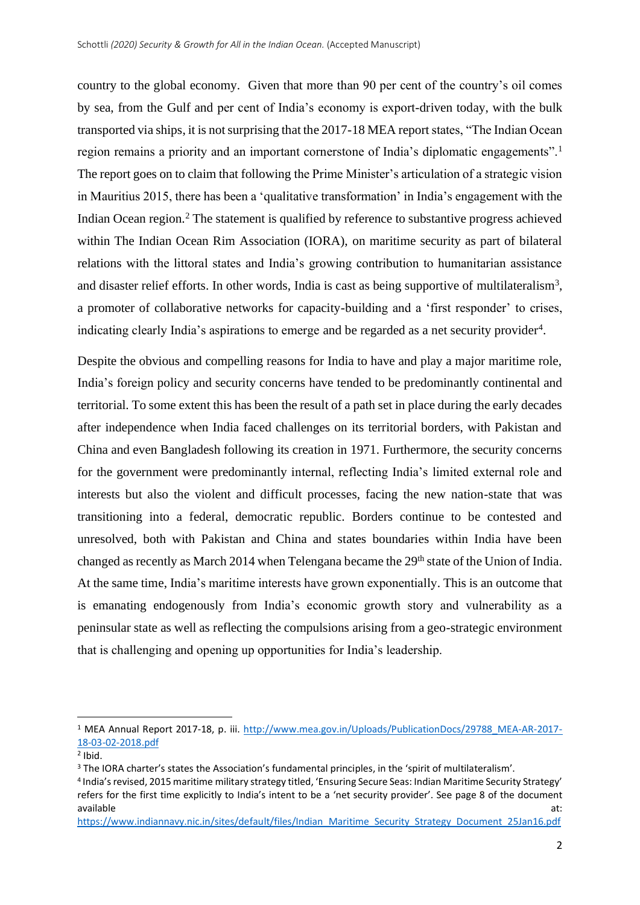country to the global economy. Given that more than 90 per cent of the country's oil comes by sea, from the Gulf and per cent of India's economy is export-driven today, with the bulk transported via ships, it is not surprising that the 2017-18 MEA report states, "The Indian Ocean region remains a priority and an important cornerstone of India's diplomatic engagements".[1] The report goes on to claim that following the Prime Minister's articulation of a strategic vision in Mauritius 2015, there has been a 'qualitative transformation' in India's engagement with the Indian Ocean region.[2] The statement is qualified by reference to substantive progress achieved within The Indian Ocean Rim Association (IORA), on maritime security as part of bilateral relations with the littoral states and India's growing contribution to humanitarian assistance and disaster relief efforts. In other words, India is cast as being supportive of multilateralism[3], a promoter of collaborative networks for capacity-building and a 'first responder' to crises, indicating clearly India's aspirations to emerge and be regarded as a net security provider[4].

Despite the obvious and compelling reasons for India to have and play a major maritime role, India's foreign policy and security concerns have tended to be predominantly continental and territorial. To some extent this has been the result of a path set in place during the early decades after independence when India faced challenges on its territorial borders, with Pakistan and China and even Bangladesh following its creation in 1971. Furthermore, the security concerns for the government were predominantly internal, reflecting India's limited external role and interests but also the violent and difficult processes, facing the new nation-state that was transitioning into a federal, democratic republic. Borders continue to be contested and unresolved, both with Pakistan and China and states boundaries within India have been changed as recently as March 2014 when Telengana became the 29th state of the Union of India. At the same time, India's maritime interests have grown exponentially. This is an outcome that is emanating endogenously from India's economic growth story and vulnerability as a peninsular state as well as reflecting the compulsions arising from a geo-strategic environment that is challenging and opening up opportunities for India's leadership.

---

[1] MEA Annual Report 2017-18, p. iii. http://www.mea.gov.in/Uploads/PublicationDocs/29788_MEA-AR-2017-18-03-02-2018.pdf

[2] Ibid.

[3] The IORA charter's states the Association's fundamental principles, in the 'spirit of multilateralism'.

[4] India's revised, 2015 maritime military strategy titled, 'Ensuring Secure Seas: Indian Maritime Security Strategy' refers for the first time explicitly to India's intent to be a 'net security provider'. See page 8 of the document available at: https://www.indiannavy.nic.in/sites/default/files/Indian_Maritime_Security_Strategy_Document_25Jan16.pdf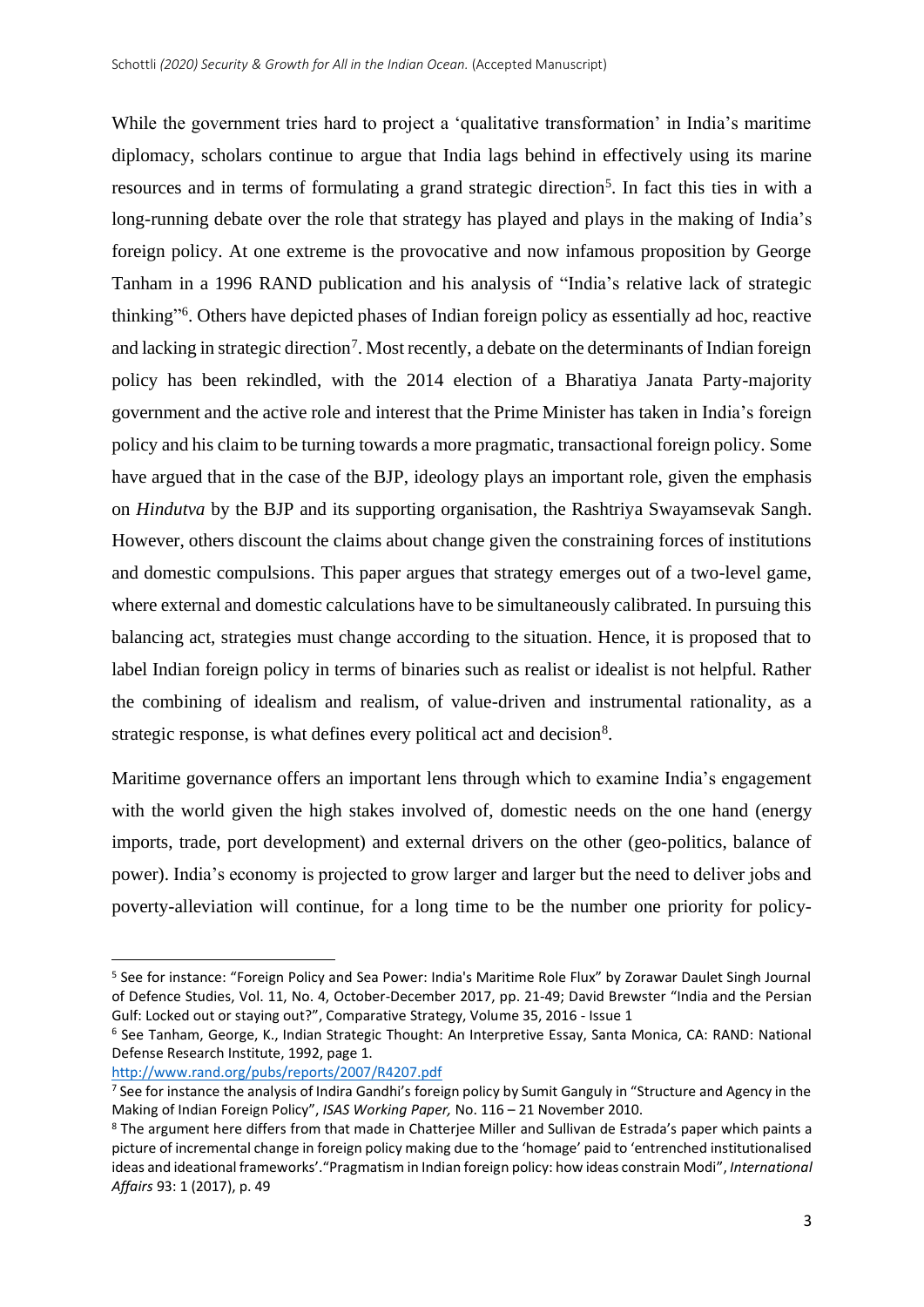While the government tries hard to project a 'qualitative transformation' in India's maritime diplomacy, scholars continue to argue that India lags behind in effectively using its marine resources and in terms of formulating a grand strategic direction[5]. In fact this ties in with a long-running debate over the role that strategy has played and plays in the making of India's foreign policy. At one extreme is the provocative and now infamous proposition by George Tanham in a 1996 RAND publication and his analysis of "India's relative lack of strategic thinking"[6]. Others have depicted phases of Indian foreign policy as essentially ad hoc, reactive and lacking in strategic direction[7]. Most recently, a debate on the determinants of Indian foreign policy has been rekindled, with the 2014 election of a Bharatiya Janata Party-majority government and the active role and interest that the Prime Minister has taken in India's foreign policy and his claim to be turning towards a more pragmatic, transactional foreign policy. Some have argued that in the case of the BJP, ideology plays an important role, given the emphasis on *Hindutva* by the BJP and its supporting organisation, the Rashtriya Swayamsevak Sangh. However, others discount the claims about change given the constraining forces of institutions and domestic compulsions. This paper argues that strategy emerges out of a two-level game, where external and domestic calculations have to be simultaneously calibrated. In pursuing this balancing act, strategies must change according to the situation. Hence, it is proposed that to label Indian foreign policy in terms of binaries such as realist or idealist is not helpful. Rather the combining of idealism and realism, of value-driven and instrumental rationality, as a strategic response, is what defines every political act and decision[8].

Maritime governance offers an important lens through which to examine India's engagement with the world given the high stakes involved of, domestic needs on the one hand (energy imports, trade, port development) and external drivers on the other (geo-politics, balance of power). India's economy is projected to grow larger and larger but the need to deliver jobs and poverty-alleviation will continue, for a long time to be the number one priority for policy-

---

[5] See for instance: "Foreign Policy and Sea Power: India's Maritime Role Flux" by Zorawar Daulet Singh Journal of Defence Studies, Vol. 11, No. 4, October-December 2017, pp. 21-49; David Brewster "India and the Persian Gulf: Locked out or staying out?", Comparative Strategy, Volume 35, 2016 - Issue 1

[6] See Tanham, George, K., Indian Strategic Thought: An Interpretive Essay, Santa Monica, CA: RAND: National Defense Research Institute, 1992, page 1.
http://www.rand.org/pubs/reports/2007/R4207.pdf

[7] See for instance the analysis of Indira Gandhi's foreign policy by Sumit Ganguly in "Structure and Agency in the Making of Indian Foreign Policy", *ISAS Working Paper,* No. 116 – 21 November 2010.

[8] The argument here differs from that made in Chatterjee Miller and Sullivan de Estrada's paper which paints a picture of incremental change in foreign policy making due to the 'homage' paid to 'entrenched institutionalised ideas and ideational frameworks'."Pragmatism in Indian foreign policy: how ideas constrain Modi", *International Affairs* 93: 1 (2017), p. 49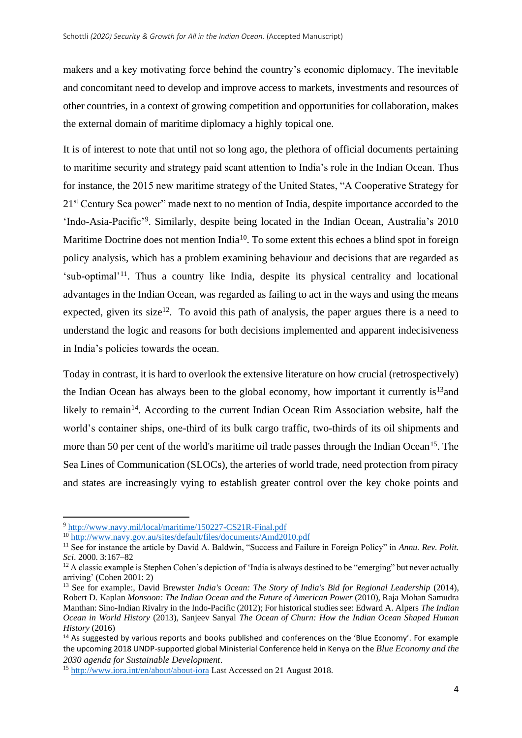makers and a key motivating force behind the country's economic diplomacy. The inevitable and concomitant need to develop and improve access to markets, investments and resources of other countries, in a context of growing competition and opportunities for collaboration, makes the external domain of maritime diplomacy a highly topical one.

It is of interest to note that until not so long ago, the plethora of official documents pertaining to maritime security and strategy paid scant attention to India's role in the Indian Ocean. Thus for instance, the 2015 new maritime strategy of the United States, "A Cooperative Strategy for 21st Century Sea power" made next to no mention of India, despite importance accorded to the 'Indo-Asia-Pacific'[9]. Similarly, despite being located in the Indian Ocean, Australia's 2010 Maritime Doctrine does not mention India[10]. To some extent this echoes a blind spot in foreign policy analysis, which has a problem examining behaviour and decisions that are regarded as 'sub-optimal'[11]. Thus a country like India, despite its physical centrality and locational advantages in the Indian Ocean, was regarded as failing to act in the ways and using the means expected, given its size[12]. To avoid this path of analysis, the paper argues there is a need to understand the logic and reasons for both decisions implemented and apparent indecisiveness in India's policies towards the ocean.

Today in contrast, it is hard to overlook the extensive literature on how crucial (retrospectively) the Indian Ocean has always been to the global economy, how important it currently is[13]and likely to remain[14]. According to the current Indian Ocean Rim Association website, half the world's container ships, one-third of its bulk cargo traffic, two-thirds of its oil shipments and more than 50 per cent of the world's maritime oil trade passes through the Indian Ocean[15]. The Sea Lines of Communication (SLOCs), the arteries of world trade, need protection from piracy and states are increasingly vying to establish greater control over the key choke points and

---

[9] http://www.navy.mil/local/maritime/150227-CS21R-Final.pdf

[10] http://www.navy.gov.au/sites/default/files/documents/Amd2010.pdf

[11] See for instance the article by David A. Baldwin, "Success and Failure in Foreign Policy" in *Annu. Rev. Polit. Sci*. 2000. 3:167–82

[12] A classic example is Stephen Cohen's depiction of 'India is always destined to be "emerging" but never actually arriving' (Cohen 2001: 2)

[13] See for example:, David Brewster *India's Ocean: The Story of India's Bid for Regional Leadership* (2014), Robert D. Kaplan *Monsoon: The Indian Ocean and the Future of American Power* (2010), Raja Mohan Samudra Manthan: Sino-Indian Rivalry in the Indo-Pacific (2012); For historical studies see: Edward A. Alpers *The Indian Ocean in World History* (2013), Sanjeev Sanyal *The Ocean of Churn: How the Indian Ocean Shaped Human History* (2016)

[14] As suggested by various reports and books published and conferences on the 'Blue Economy'. For example the upcoming 2018 UNDP-supported global Ministerial Conference held in Kenya on the *Blue Economy and the 2030 agenda for Sustainable Development*.

[15] http://www.iora.int/en/about/about-iora Last Accessed on 21 August 2018.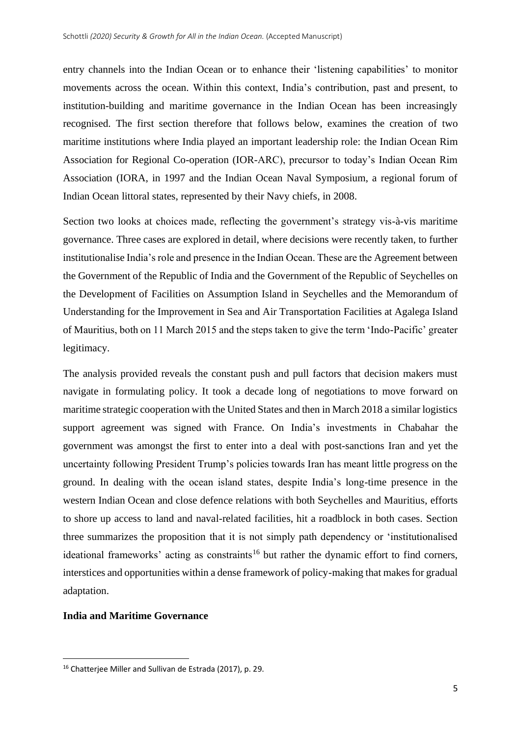entry channels into the Indian Ocean or to enhance their 'listening capabilities' to monitor movements across the ocean. Within this context, India's contribution, past and present, to institution-building and maritime governance in the Indian Ocean has been increasingly recognised. The first section therefore that follows below, examines the creation of two maritime institutions where India played an important leadership role: the Indian Ocean Rim Association for Regional Co-operation (IOR-ARC), precursor to today's Indian Ocean Rim Association (IORA, in 1997 and the Indian Ocean Naval Symposium, a regional forum of Indian Ocean littoral states, represented by their Navy chiefs, in 2008.

Section two looks at choices made, reflecting the government's strategy vis-à-vis maritime governance. Three cases are explored in detail, where decisions were recently taken, to further institutionalise India's role and presence in the Indian Ocean. These are the Agreement between the Government of the Republic of India and the Government of the Republic of Seychelles on the Development of Facilities on Assumption Island in Seychelles and the Memorandum of Understanding for the Improvement in Sea and Air Transportation Facilities at Agalega Island of Mauritius, both on 11 March 2015 and the steps taken to give the term 'Indo-Pacific' greater legitimacy.

The analysis provided reveals the constant push and pull factors that decision makers must navigate in formulating policy. It took a decade long of negotiations to move forward on maritime strategic cooperation with the United States and then in March 2018 a similar logistics support agreement was signed with France. On India's investments in Chabahar the government was amongst the first to enter into a deal with post-sanctions Iran and yet the uncertainty following President Trump's policies towards Iran has meant little progress on the ground. In dealing with the ocean island states, despite India's long-time presence in the western Indian Ocean and close defence relations with both Seychelles and Mauritius, efforts to shore up access to land and naval-related facilities, hit a roadblock in both cases. Section three summarizes the proposition that it is not simply path dependency or 'institutionalised ideational frameworks' acting as constraints[16] but rather the dynamic effort to find corners, interstices and opportunities within a dense framework of policy-making that makes for gradual adaptation.

## India and Maritime Governance

[16] Chatterjee Miller and Sullivan de Estrada (2017), p. 29.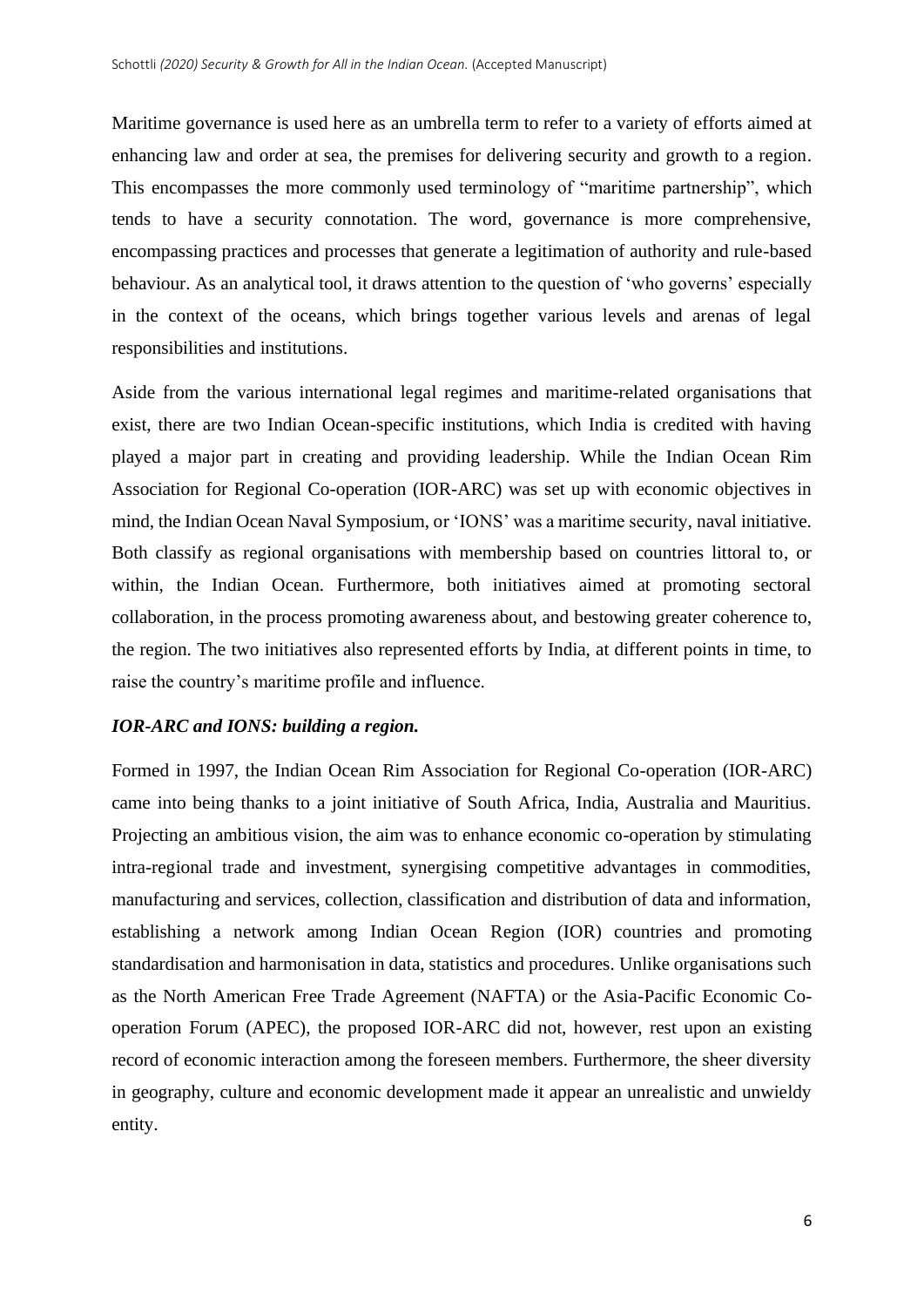Maritime governance is used here as an umbrella term to refer to a variety of efforts aimed at enhancing law and order at sea, the premises for delivering security and growth to a region. This encompasses the more commonly used terminology of "maritime partnership", which tends to have a security connotation. The word, governance is more comprehensive, encompassing practices and processes that generate a legitimation of authority and rule-based behaviour. As an analytical tool, it draws attention to the question of 'who governs' especially in the context of the oceans, which brings together various levels and arenas of legal responsibilities and institutions.

Aside from the various international legal regimes and maritime-related organisations that exist, there are two Indian Ocean-specific institutions, which India is credited with having played a major part in creating and providing leadership. While the Indian Ocean Rim Association for Regional Co-operation (IOR-ARC) was set up with economic objectives in mind, the Indian Ocean Naval Symposium, or 'IONS' was a maritime security, naval initiative. Both classify as regional organisations with membership based on countries littoral to, or within, the Indian Ocean. Furthermore, both initiatives aimed at promoting sectoral collaboration, in the process promoting awareness about, and bestowing greater coherence to, the region. The two initiatives also represented efforts by India, at different points in time, to raise the country's maritime profile and influence.

### *IOR-ARC and IONS: building a region.*

Formed in 1997, the Indian Ocean Rim Association for Regional Co-operation (IOR-ARC) came into being thanks to a joint initiative of South Africa, India, Australia and Mauritius. Projecting an ambitious vision, the aim was to enhance economic co-operation by stimulating intra-regional trade and investment, synergising competitive advantages in commodities, manufacturing and services, collection, classification and distribution of data and information, establishing a network among Indian Ocean Region (IOR) countries and promoting standardisation and harmonisation in data, statistics and procedures. Unlike organisations such as the North American Free Trade Agreement (NAFTA) or the Asia-Pacific Economic Co-operation Forum (APEC), the proposed IOR-ARC did not, however, rest upon an existing record of economic interaction among the foreseen members. Furthermore, the sheer diversity in geography, culture and economic development made it appear an unrealistic and unwieldy entity.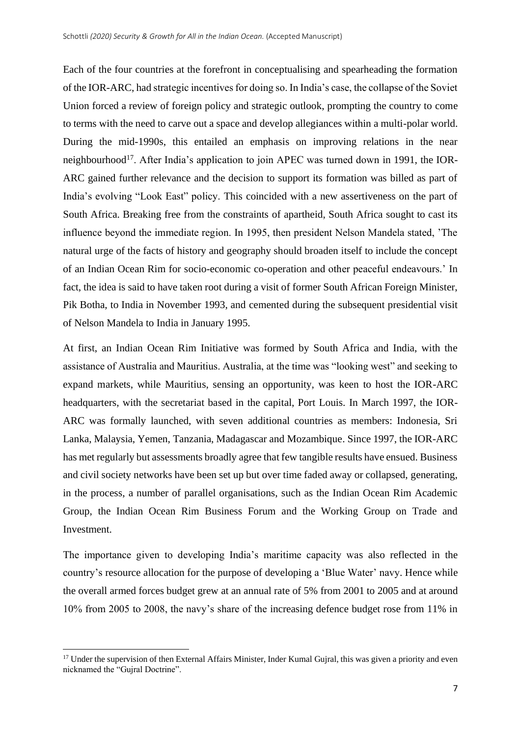Each of the four countries at the forefront in conceptualising and spearheading the formation of the IOR-ARC, had strategic incentives for doing so. In India's case, the collapse of the Soviet Union forced a review of foreign policy and strategic outlook, prompting the country to come to terms with the need to carve out a space and develop allegiances within a multi-polar world. During the mid-1990s, this entailed an emphasis on improving relations in the near neighbourhood[17]. After India's application to join APEC was turned down in 1991, the IOR-ARC gained further relevance and the decision to support its formation was billed as part of India's evolving "Look East" policy. This coincided with a new assertiveness on the part of South Africa. Breaking free from the constraints of apartheid, South Africa sought to cast its influence beyond the immediate region. In 1995, then president Nelson Mandela stated, 'The natural urge of the facts of history and geography should broaden itself to include the concept of an Indian Ocean Rim for socio-economic co-operation and other peaceful endeavours.' In fact, the idea is said to have taken root during a visit of former South African Foreign Minister, Pik Botha, to India in November 1993, and cemented during the subsequent presidential visit of Nelson Mandela to India in January 1995.

At first, an Indian Ocean Rim Initiative was formed by South Africa and India, with the assistance of Australia and Mauritius. Australia, at the time was "looking west" and seeking to expand markets, while Mauritius, sensing an opportunity, was keen to host the IOR-ARC headquarters, with the secretariat based in the capital, Port Louis. In March 1997, the IOR-ARC was formally launched, with seven additional countries as members: Indonesia, Sri Lanka, Malaysia, Yemen, Tanzania, Madagascar and Mozambique. Since 1997, the IOR-ARC has met regularly but assessments broadly agree that few tangible results have ensued. Business and civil society networks have been set up but over time faded away or collapsed, generating, in the process, a number of parallel organisations, such as the Indian Ocean Rim Academic Group, the Indian Ocean Rim Business Forum and the Working Group on Trade and Investment.

The importance given to developing India's maritime capacity was also reflected in the country's resource allocation for the purpose of developing a 'Blue Water' navy. Hence while the overall armed forces budget grew at an annual rate of 5% from 2001 to 2005 and at around 10% from 2005 to 2008, the navy's share of the increasing defence budget rose from 11% in

---

[17] Under the supervision of then External Affairs Minister, Inder Kumal Gujral, this was given a priority and even nicknamed the "Gujral Doctrine".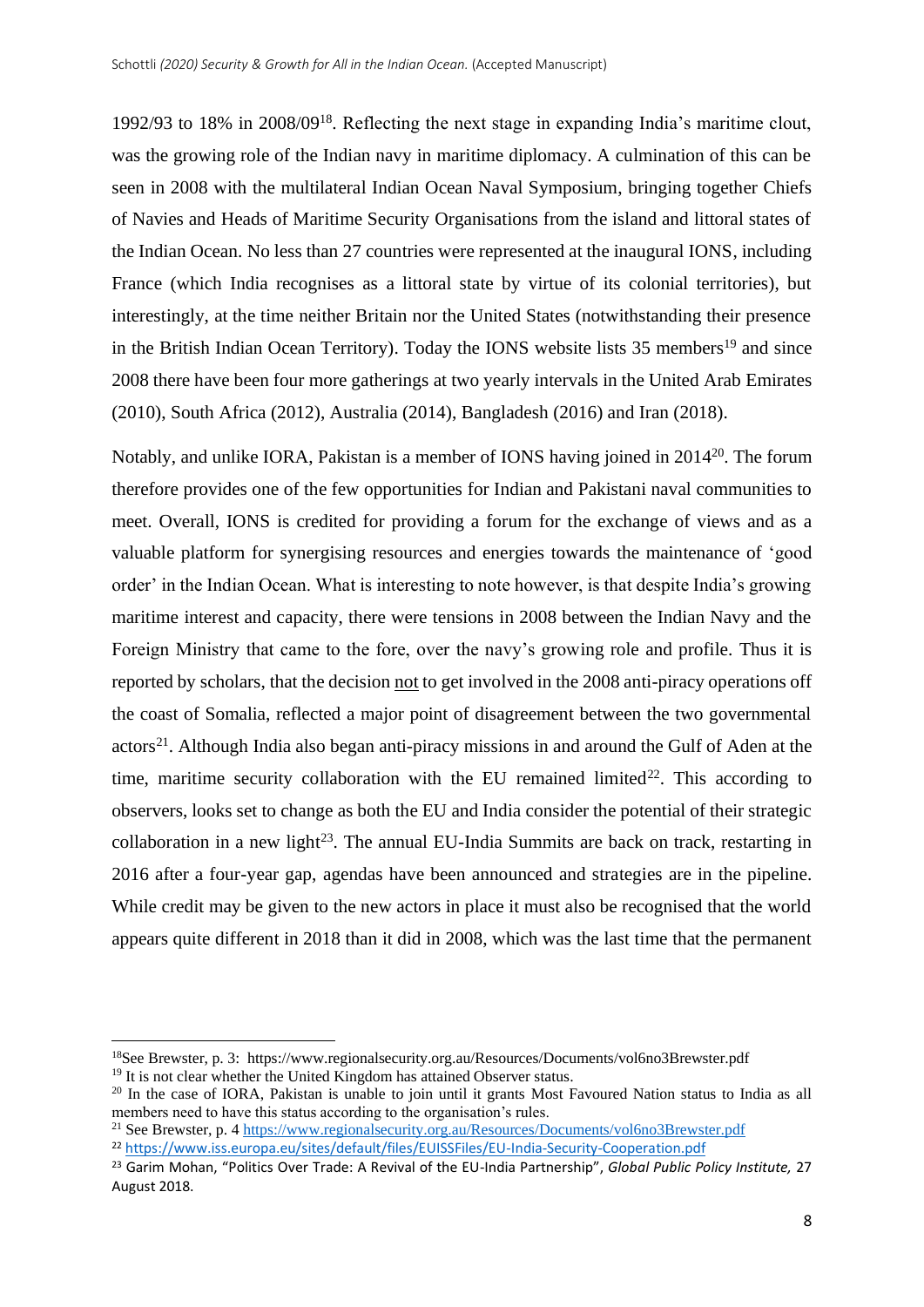1992/93 to 18% in 2008/09[18]. Reflecting the next stage in expanding India's maritime clout, was the growing role of the Indian navy in maritime diplomacy. A culmination of this can be seen in 2008 with the multilateral Indian Ocean Naval Symposium, bringing together Chiefs of Navies and Heads of Maritime Security Organisations from the island and littoral states of the Indian Ocean. No less than 27 countries were represented at the inaugural IONS, including France (which India recognises as a littoral state by virtue of its colonial territories), but interestingly, at the time neither Britain nor the United States (notwithstanding their presence in the British Indian Ocean Territory). Today the IONS website lists 35 members[19] and since 2008 there have been four more gatherings at two yearly intervals in the United Arab Emirates (2010), South Africa (2012), Australia (2014), Bangladesh (2016) and Iran (2018).

Notably, and unlike IORA, Pakistan is a member of IONS having joined in 2014[20]. The forum therefore provides one of the few opportunities for Indian and Pakistani naval communities to meet. Overall, IONS is credited for providing a forum for the exchange of views and as a valuable platform for synergising resources and energies towards the maintenance of 'good order' in the Indian Ocean. What is interesting to note however, is that despite India's growing maritime interest and capacity, there were tensions in 2008 between the Indian Navy and the Foreign Ministry that came to the fore, over the navy's growing role and profile. Thus it is reported by scholars, that the decision <u>not</u> to get involved in the 2008 anti-piracy operations off the coast of Somalia, reflected a major point of disagreement between the two governmental actors[21]. Although India also began anti-piracy missions in and around the Gulf of Aden at the time, maritime security collaboration with the EU remained limited[22]. This according to observers, looks set to change as both the EU and India consider the potential of their strategic collaboration in a new light[23]. The annual EU-India Summits are back on track, restarting in 2016 after a four-year gap, agendas have been announced and strategies are in the pipeline. While credit may be given to the new actors in place it must also be recognised that the world appears quite different in 2018 than it did in 2008, which was the last time that the permanent

---

[18] See Brewster, p. 3: https://www.regionalsecurity.org.au/Resources/Documents/vol6no3Brewster.pdf

[19] It is not clear whether the United Kingdom has attained Observer status.

[20] In the case of IORA, Pakistan is unable to join until it grants Most Favoured Nation status to India as all members need to have this status according to the organisation's rules.

[21] See Brewster, p. 4 https://www.regionalsecurity.org.au/Resources/Documents/vol6no3Brewster.pdf

[22] https://www.iss.europa.eu/sites/default/files/EUISSFiles/EU-India-Security-Cooperation.pdf

[23] Garim Mohan, "Politics Over Trade: A Revival of the EU-India Partnership", *Global Public Policy Institute,* 27 August 2018.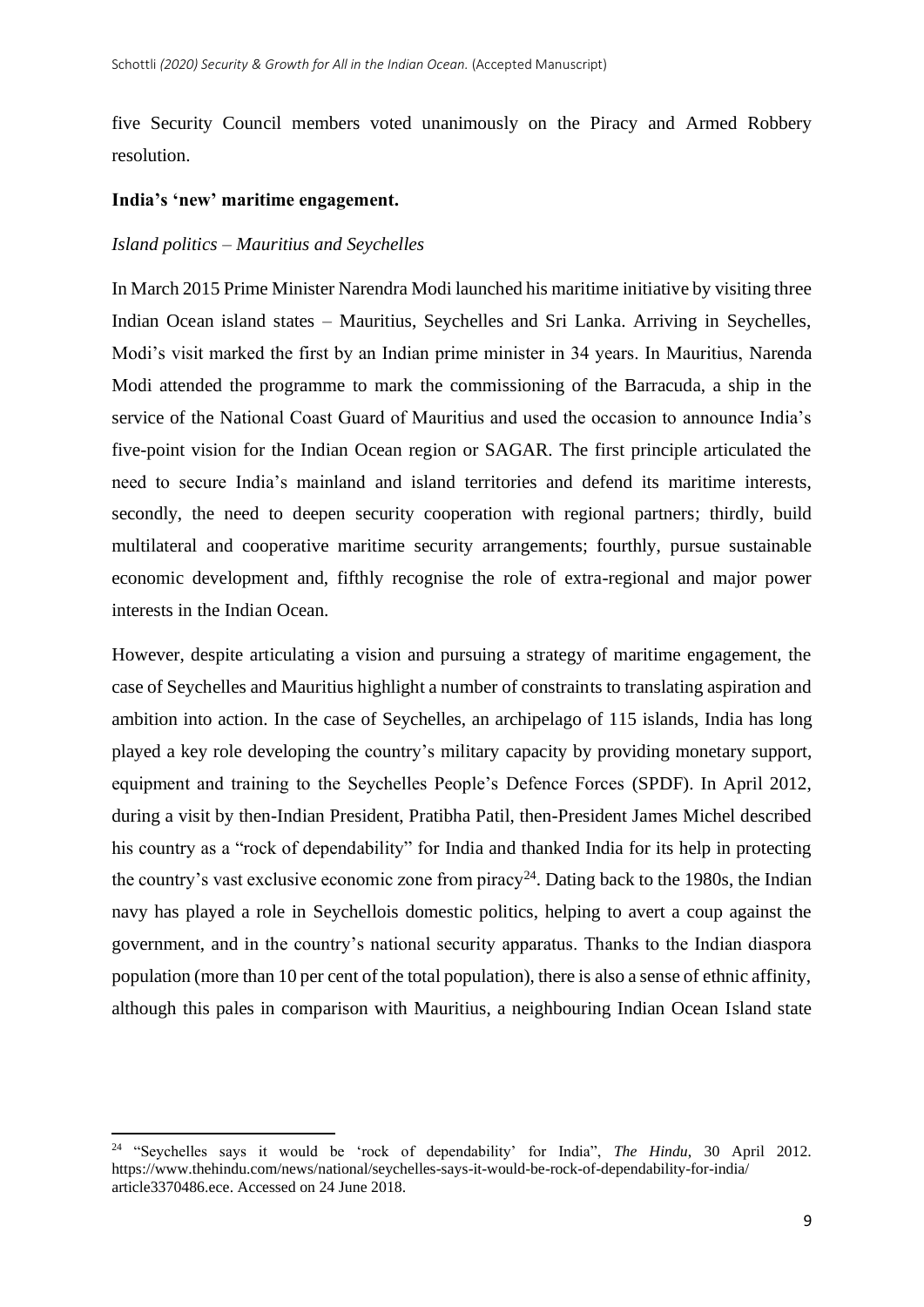five Security Council members voted unanimously on the Piracy and Armed Robbery resolution.

**India's 'new' maritime engagement.**

*Island politics – Mauritius and Seychelles*

In March 2015 Prime Minister Narendra Modi launched his maritime initiative by visiting three Indian Ocean island states – Mauritius, Seychelles and Sri Lanka. Arriving in Seychelles, Modi's visit marked the first by an Indian prime minister in 34 years. In Mauritius, Narenda Modi attended the programme to mark the commissioning of the Barracuda, a ship in the service of the National Coast Guard of Mauritius and used the occasion to announce India's five-point vision for the Indian Ocean region or SAGAR. The first principle articulated the need to secure India's mainland and island territories and defend its maritime interests, secondly, the need to deepen security cooperation with regional partners; thirdly, build multilateral and cooperative maritime security arrangements; fourthly, pursue sustainable economic development and, fifthly recognise the role of extra-regional and major power interests in the Indian Ocean.

However, despite articulating a vision and pursuing a strategy of maritime engagement, the case of Seychelles and Mauritius highlight a number of constraints to translating aspiration and ambition into action. In the case of Seychelles, an archipelago of 115 islands, India has long played a key role developing the country's military capacity by providing monetary support, equipment and training to the Seychelles People's Defence Forces (SPDF). In April 2012, during a visit by then-Indian President, Pratibha Patil, then-President James Michel described his country as a "rock of dependability" for India and thanked India for its help in protecting the country's vast exclusive economic zone from piracy[24]. Dating back to the 1980s, the Indian navy has played a role in Seychellois domestic politics, helping to avert a coup against the government, and in the country's national security apparatus. Thanks to the Indian diaspora population (more than 10 per cent of the total population), there is also a sense of ethnic affinity, although this pales in comparison with Mauritius, a neighbouring Indian Ocean Island state

[24] "Seychelles says it would be 'rock of dependability' for India", *The Hindu*, 30 April 2012. https://www.thehindu.com/news/national/seychelles-says-it-would-be-rock-of-dependability-for-india/article3370486.ece. Accessed on 24 June 2018.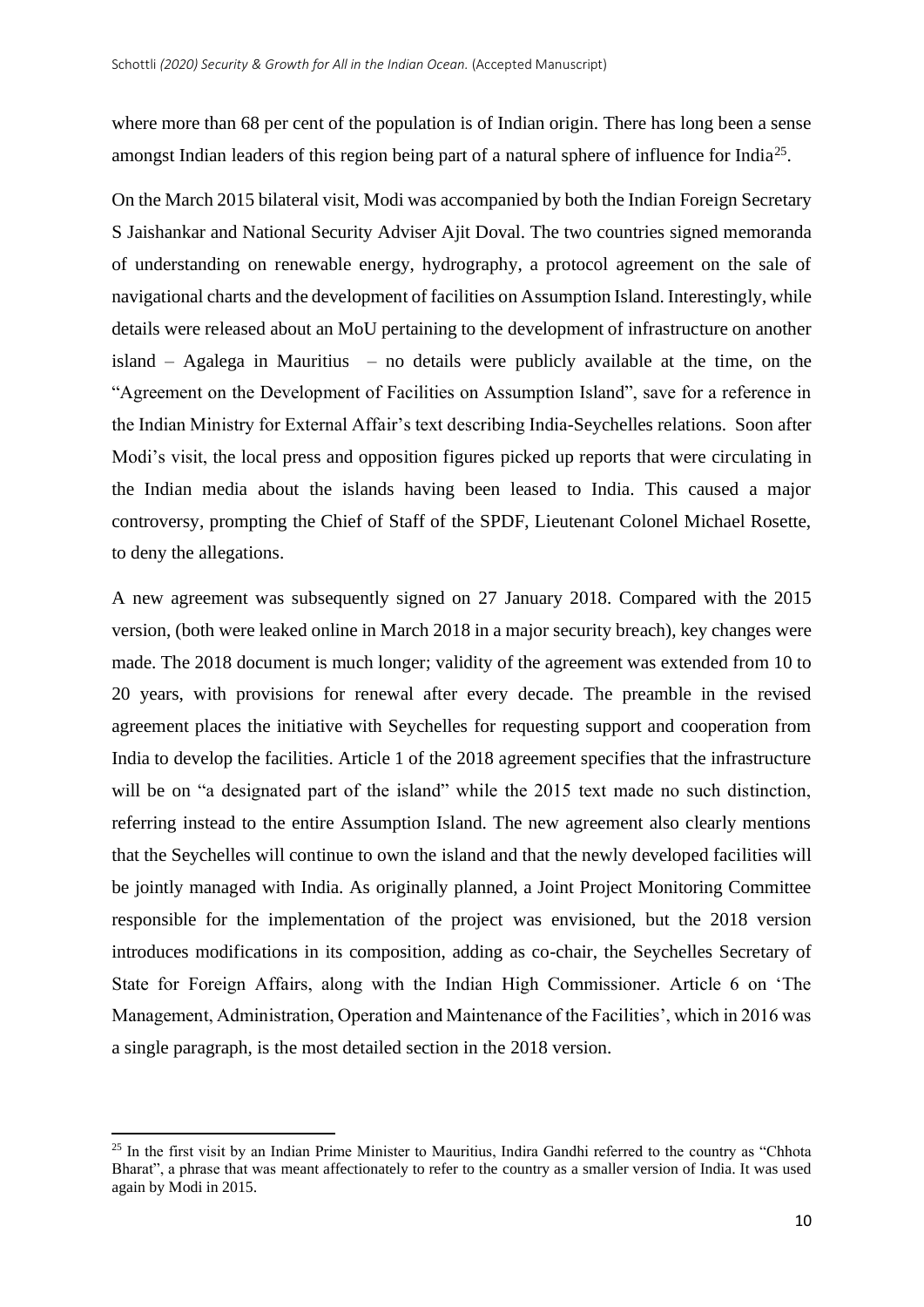where more than 68 per cent of the population is of Indian origin. There has long been a sense amongst Indian leaders of this region being part of a natural sphere of influence for India[25].

On the March 2015 bilateral visit, Modi was accompanied by both the Indian Foreign Secretary S Jaishankar and National Security Adviser Ajit Doval. The two countries signed memoranda of understanding on renewable energy, hydrography, a protocol agreement on the sale of navigational charts and the development of facilities on Assumption Island. Interestingly, while details were released about an MoU pertaining to the development of infrastructure on another island – Agalega in Mauritius – no details were publicly available at the time, on the "Agreement on the Development of Facilities on Assumption Island", save for a reference in the Indian Ministry for External Affair's text describing India-Seychelles relations. Soon after Modi's visit, the local press and opposition figures picked up reports that were circulating in the Indian media about the islands having been leased to India. This caused a major controversy, prompting the Chief of Staff of the SPDF, Lieutenant Colonel Michael Rosette, to deny the allegations.

A new agreement was subsequently signed on 27 January 2018. Compared with the 2015 version, (both were leaked online in March 2018 in a major security breach), key changes were made. The 2018 document is much longer; validity of the agreement was extended from 10 to 20 years, with provisions for renewal after every decade. The preamble in the revised agreement places the initiative with Seychelles for requesting support and cooperation from India to develop the facilities. Article 1 of the 2018 agreement specifies that the infrastructure will be on "a designated part of the island" while the 2015 text made no such distinction, referring instead to the entire Assumption Island. The new agreement also clearly mentions that the Seychelles will continue to own the island and that the newly developed facilities will be jointly managed with India. As originally planned, a Joint Project Monitoring Committee responsible for the implementation of the project was envisioned, but the 2018 version introduces modifications in its composition, adding as co-chair, the Seychelles Secretary of State for Foreign Affairs, along with the Indian High Commissioner. Article 6 on 'The Management, Administration, Operation and Maintenance of the Facilities', which in 2016 was a single paragraph, is the most detailed section in the 2018 version.

[25] In the first visit by an Indian Prime Minister to Mauritius, Indira Gandhi referred to the country as "Chhota Bharat", a phrase that was meant affectionately to refer to the country as a smaller version of India. It was used again by Modi in 2015.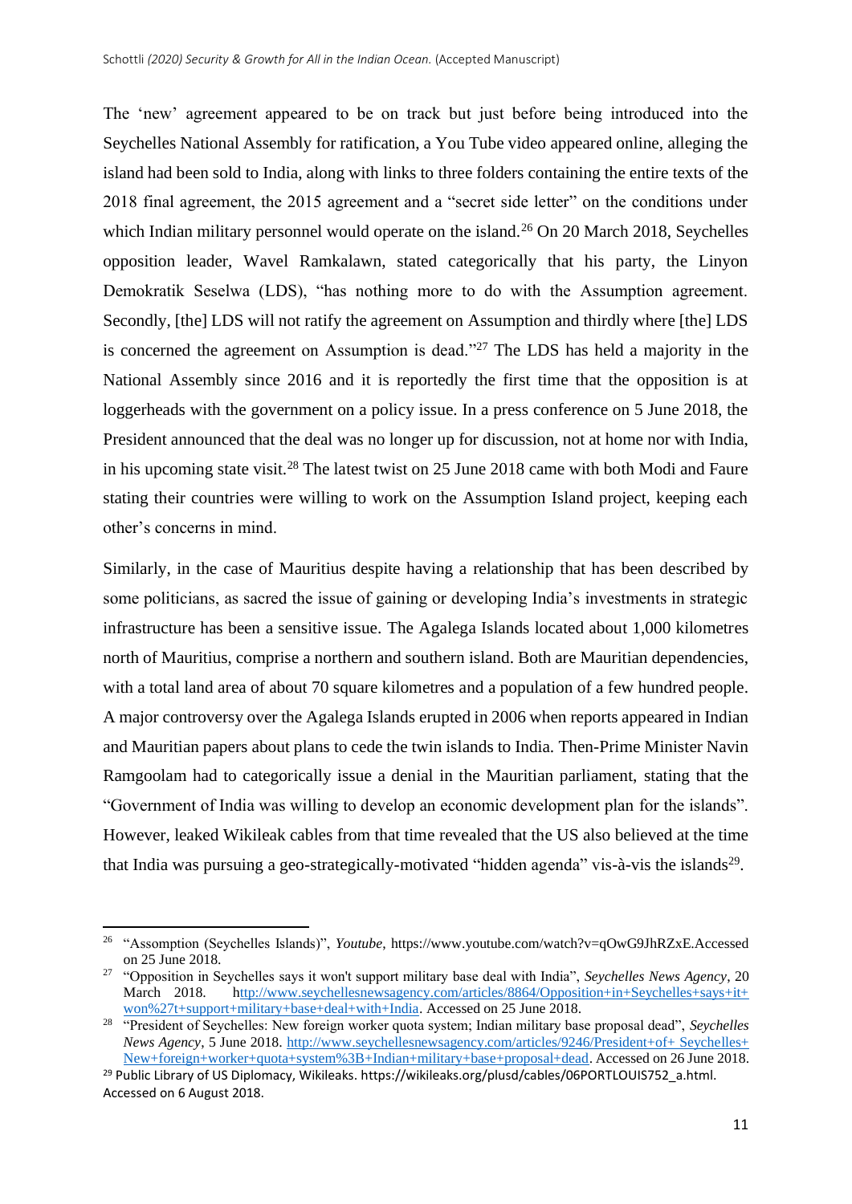The 'new' agreement appeared to be on track but just before being introduced into the Seychelles National Assembly for ratification, a You Tube video appeared online, alleging the island had been sold to India, along with links to three folders containing the entire texts of the 2018 final agreement, the 2015 agreement and a "secret side letter" on the conditions under which Indian military personnel would operate on the island.[26] On 20 March 2018, Seychelles opposition leader, Wavel Ramkalawn, stated categorically that his party, the Linyon Demokratik Seselwa (LDS), "has nothing more to do with the Assumption agreement. Secondly, [the] LDS will not ratify the agreement on Assumption and thirdly where [the] LDS is concerned the agreement on Assumption is dead."[27] The LDS has held a majority in the National Assembly since 2016 and it is reportedly the first time that the opposition is at loggerheads with the government on a policy issue. In a press conference on 5 June 2018, the President announced that the deal was no longer up for discussion, not at home nor with India, in his upcoming state visit.[28] The latest twist on 25 June 2018 came with both Modi and Faure stating their countries were willing to work on the Assumption Island project, keeping each other's concerns in mind.

Similarly, in the case of Mauritius despite having a relationship that has been described by some politicians, as sacred the issue of gaining or developing India's investments in strategic infrastructure has been a sensitive issue. The Agalega Islands located about 1,000 kilometres north of Mauritius, comprise a northern and southern island. Both are Mauritian dependencies, with a total land area of about 70 square kilometres and a population of a few hundred people. A major controversy over the Agalega Islands erupted in 2006 when reports appeared in Indian and Mauritian papers about plans to cede the twin islands to India. Then-Prime Minister Navin Ramgoolam had to categorically issue a denial in the Mauritian parliament, stating that the "Government of India was willing to develop an economic development plan for the islands". However, leaked Wikileak cables from that time revealed that the US also believed at the time that India was pursuing a geo-strategically-motivated "hidden agenda" vis-à-vis the islands[29].

---

[26] "Assumption (Seychelles Islands)", *Youtube*, https://www.youtube.com/watch?v=qOwG9JhRZxE.Accessed on 25 June 2018.

[27] "Opposition in Seychelles says it won't support military base deal with India", *Seychelles News Agency*, 20 March 2018. http://www.seychellesnewsagency.com/articles/8864/Opposition+in+Seychelles+says+it+won%27t+support+military+base+deal+with+India. Accessed on 25 June 2018.

[28] "President of Seychelles: New foreign worker quota system; Indian military base proposal dead", *Seychelles News Agency*, 5 June 2018. http://www.seychellesnewsagency.com/articles/9246/President+of+ Seychelles+New+foreign+worker+quota+system%3B+Indian+military+base+proposal+dead. Accessed on 26 June 2018.

[29] Public Library of US Diplomacy, Wikileaks. https://wikileaks.org/plusd/cables/06PORTLOUIS752_a.html. Accessed on 6 August 2018.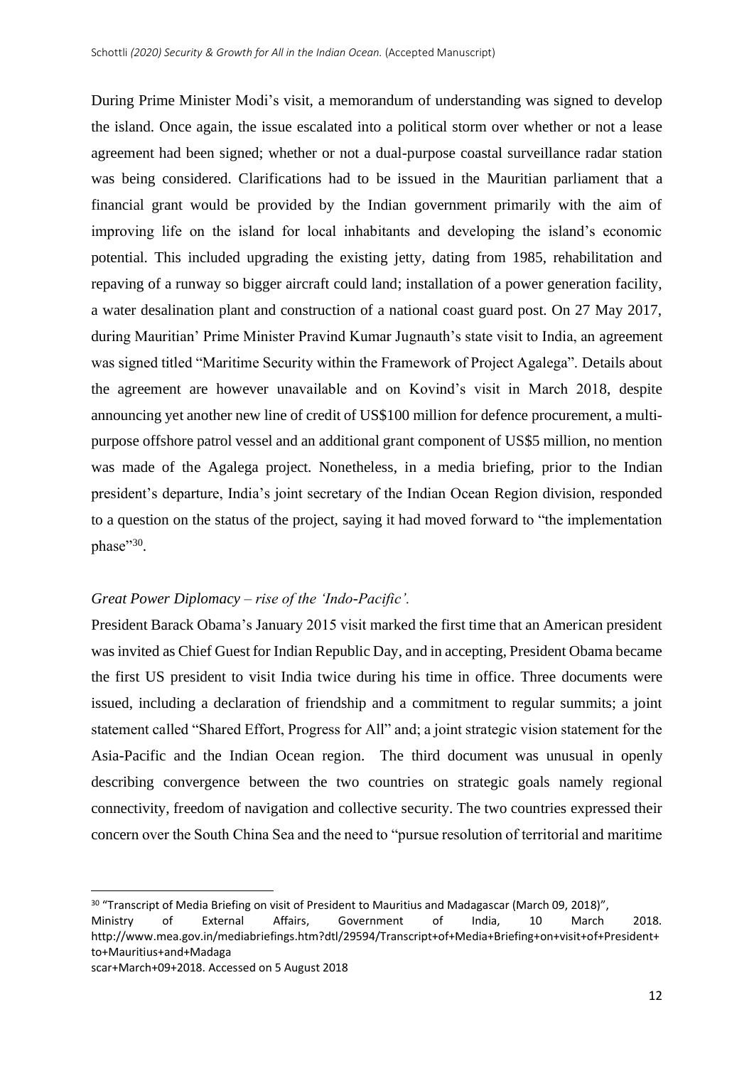During Prime Minister Modi's visit, a memorandum of understanding was signed to develop the island. Once again, the issue escalated into a political storm over whether or not a lease agreement had been signed; whether or not a dual-purpose coastal surveillance radar station was being considered. Clarifications had to be issued in the Mauritian parliament that a financial grant would be provided by the Indian government primarily with the aim of improving life on the island for local inhabitants and developing the island's economic potential. This included upgrading the existing jetty, dating from 1985, rehabilitation and repaving of a runway so bigger aircraft could land; installation of a power generation facility, a water desalination plant and construction of a national coast guard post. On 27 May 2017, during Mauritian' Prime Minister Pravind Kumar Jugnauth's state visit to India, an agreement was signed titled "Maritime Security within the Framework of Project Agalega". Details about the agreement are however unavailable and on Kovind's visit in March 2018, despite announcing yet another new line of credit of US$100 million for defence procurement, a multi-purpose offshore patrol vessel and an additional grant component of US$5 million, no mention was made of the Agalega project. Nonetheless, in a media briefing, prior to the Indian president's departure, India's joint secretary of the Indian Ocean Region division, responded to a question on the status of the project, saying it had moved forward to "the implementation phase"[30].

*Great Power Diplomacy – rise of the 'Indo-Pacific'.*

President Barack Obama's January 2015 visit marked the first time that an American president was invited as Chief Guest for Indian Republic Day, and in accepting, President Obama became the first US president to visit India twice during his time in office. Three documents were issued, including a declaration of friendship and a commitment to regular summits; a joint statement called "Shared Effort, Progress for All" and; a joint strategic vision statement for the Asia-Pacific and the Indian Ocean region. The third document was unusual in openly describing convergence between the two countries on strategic goals namely regional connectivity, freedom of navigation and collective security. The two countries expressed their concern over the South China Sea and the need to "pursue resolution of territorial and maritime

---

[30] "Transcript of Media Briefing on visit of President to Mauritius and Madagascar (March 09, 2018)", Ministry of External Affairs, Government of India, 10 March 2018. http://www.mea.gov.in/mediabriefings.htm?dtl/29594/Transcript+of+Media+Briefing+on+visit+of+President+to+Mauritius+and+Madagascar+March+09+2018. Accessed on 5 August 2018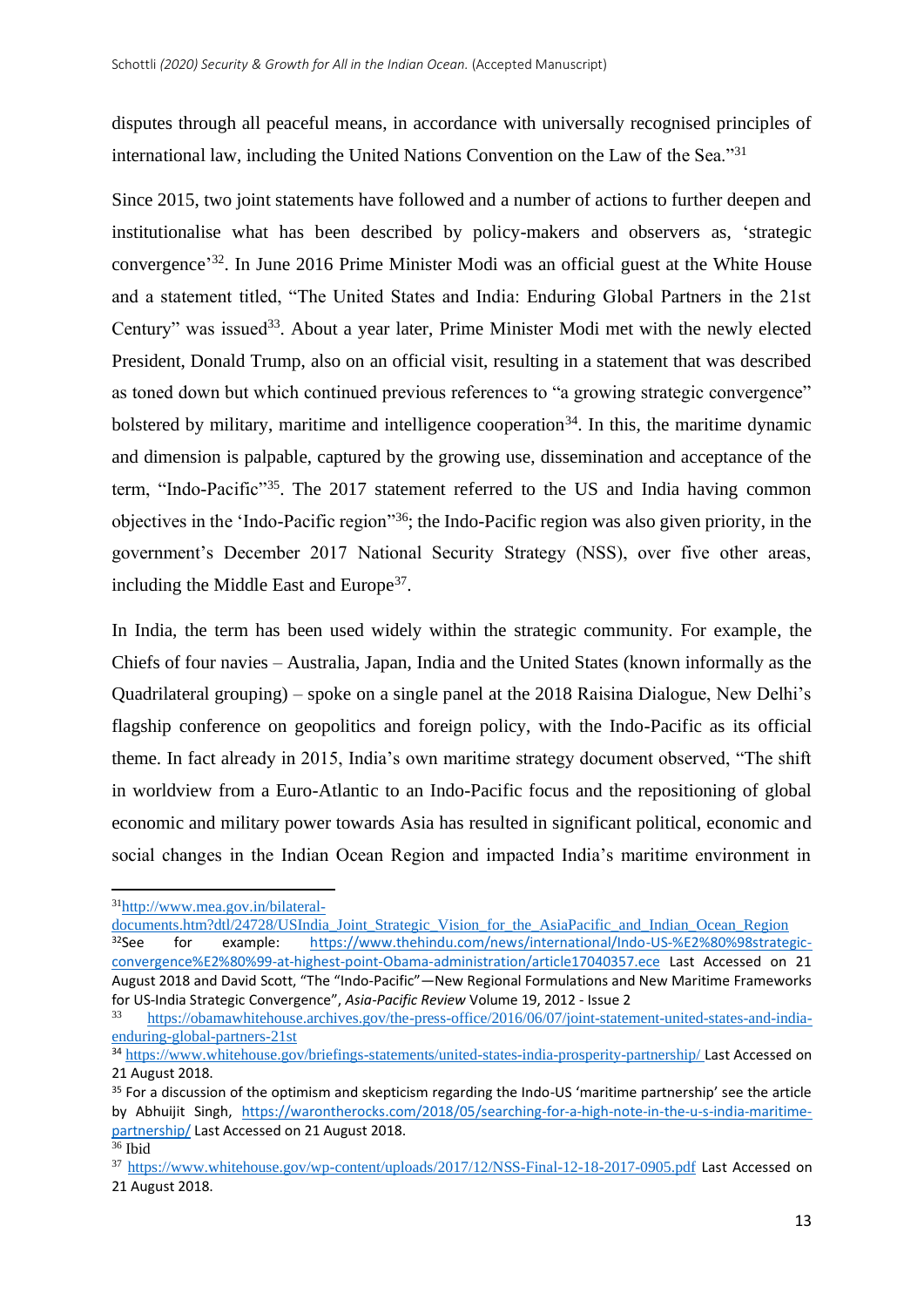disputes through all peaceful means, in accordance with universally recognised principles of international law, including the United Nations Convention on the Law of the Sea."[31]

Since 2015, two joint statements have followed and a number of actions to further deepen and institutionalise what has been described by policy-makers and observers as, 'strategic convergence'[32]. In June 2016 Prime Minister Modi was an official guest at the White House and a statement titled, "The United States and India: Enduring Global Partners in the 21st Century" was issued[33]. About a year later, Prime Minister Modi met with the newly elected President, Donald Trump, also on an official visit, resulting in a statement that was described as toned down but which continued previous references to "a growing strategic convergence" bolstered by military, maritime and intelligence cooperation[34]. In this, the maritime dynamic and dimension is palpable, captured by the growing use, dissemination and acceptance of the term, "Indo-Pacific"[35]. The 2017 statement referred to the US and India having common objectives in the 'Indo-Pacific region"[36]; the Indo-Pacific region was also given priority, in the government's December 2017 National Security Strategy (NSS), over five other areas, including the Middle East and Europe[37].

In India, the term has been used widely within the strategic community. For example, the Chiefs of four navies – Australia, Japan, India and the United States (known informally as the Quadrilateral grouping) – spoke on a single panel at the 2018 Raisina Dialogue, New Delhi's flagship conference on geopolitics and foreign policy, with the Indo-Pacific as its official theme. In fact already in 2015, India's own maritime strategy document observed, "The shift in worldview from a Euro-Atlantic to an Indo-Pacific focus and the repositioning of global economic and military power towards Asia has resulted in significant political, economic and social changes in the Indian Ocean Region and impacted India's maritime environment in

---

[31] http://www.mea.gov.in/bilateral-documents.htm?dtl/24728/USIndia_Joint_Strategic_Vision_for_the_AsiaPacific_and_Indian_Ocean_Region

[32] See for example: https://www.thehindu.com/news/international/Indo-US-%E2%80%98strategic-convergence%E2%80%99-at-highest-point-Obama-administration/article17040357.ece Last Accessed on 21 August 2018 and David Scott, "The "Indo-Pacific"—New Regional Formulations and New Maritime Frameworks for US-India Strategic Convergence", *Asia-Pacific Review* Volume 19, 2012 - Issue 2

[33] https://obamawhitehouse.archives.gov/the-press-office/2016/06/07/joint-statement-united-states-and-india-enduring-global-partners-21st

[34] https://www.whitehouse.gov/briefings-statements/united-states-india-prosperity-partnership/ Last Accessed on 21 August 2018.

[35] For a discussion of the optimism and skepticism regarding the Indo-US 'maritime partnership' see the article by Abhuijit Singh, https://warontherocks.com/2018/05/searching-for-a-high-note-in-the-u-s-india-maritime-partnership/ Last Accessed on 21 August 2018.

[36] Ibid

[37] https://www.whitehouse.gov/wp-content/uploads/2017/12/NSS-Final-12-18-2017-0905.pdf Last Accessed on 21 August 2018.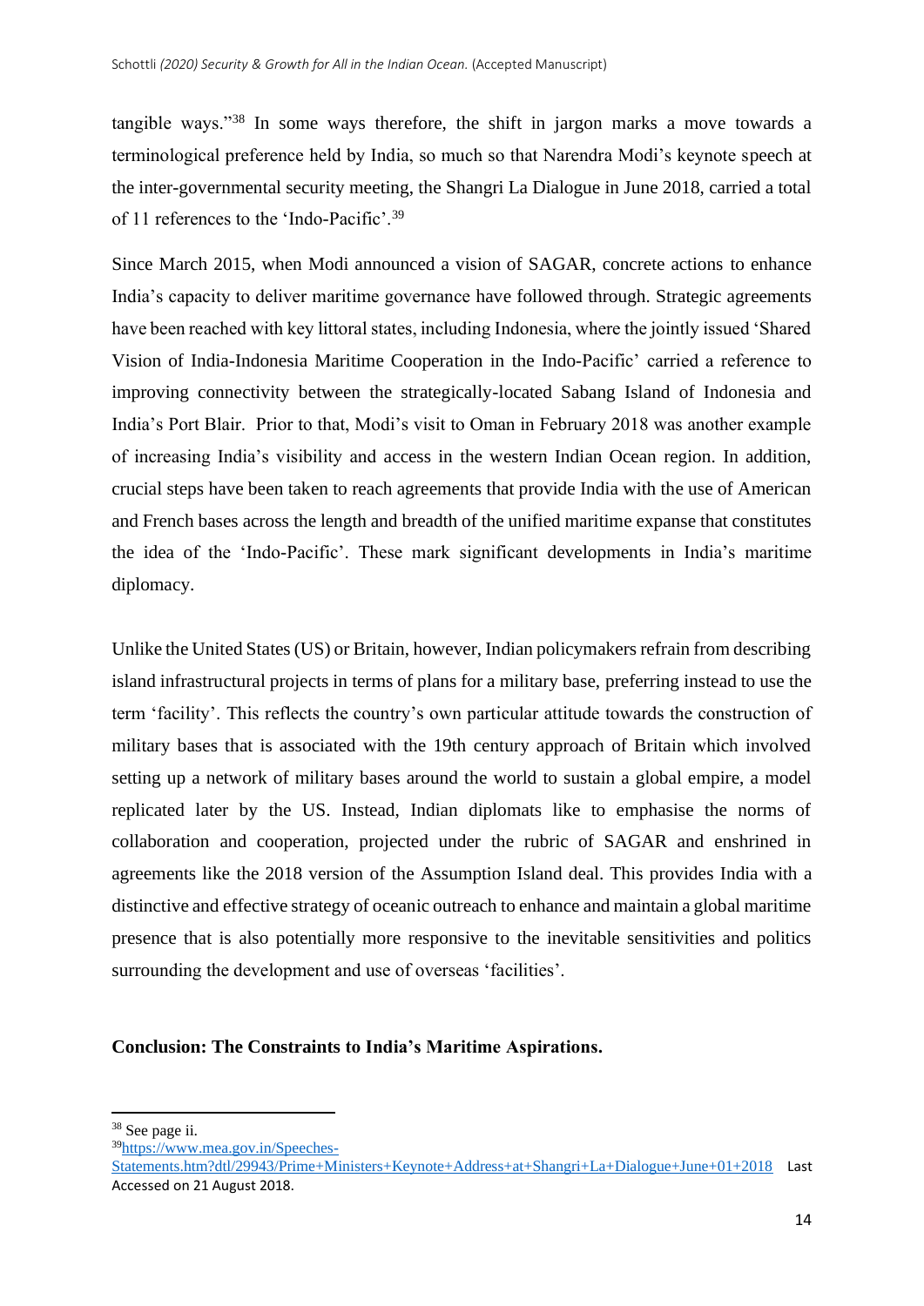tangible ways."[38] In some ways therefore, the shift in jargon marks a move towards a terminological preference held by India, so much so that Narendra Modi's keynote speech at the inter-governmental security meeting, the Shangri La Dialogue in June 2018, carried a total of 11 references to the 'Indo-Pacific'.[39]

Since March 2015, when Modi announced a vision of SAGAR, concrete actions to enhance India's capacity to deliver maritime governance have followed through. Strategic agreements have been reached with key littoral states, including Indonesia, where the jointly issued 'Shared Vision of India-Indonesia Maritime Cooperation in the Indo-Pacific' carried a reference to improving connectivity between the strategically-located Sabang Island of Indonesia and India's Port Blair. Prior to that, Modi's visit to Oman in February 2018 was another example of increasing India's visibility and access in the western Indian Ocean region. In addition, crucial steps have been taken to reach agreements that provide India with the use of American and French bases across the length and breadth of the unified maritime expanse that constitutes the idea of the 'Indo-Pacific'. These mark significant developments in India's maritime diplomacy.

Unlike the United States (US) or Britain, however, Indian policymakers refrain from describing island infrastructural projects in terms of plans for a military base, preferring instead to use the term 'facility'. This reflects the country's own particular attitude towards the construction of military bases that is associated with the 19th century approach of Britain which involved setting up a network of military bases around the world to sustain a global empire, a model replicated later by the US. Instead, Indian diplomats like to emphasise the norms of collaboration and cooperation, projected under the rubric of SAGAR and enshrined in agreements like the 2018 version of the Assumption Island deal. This provides India with a distinctive and effective strategy of oceanic outreach to enhance and maintain a global maritime presence that is also potentially more responsive to the inevitable sensitivities and politics surrounding the development and use of overseas 'facilities'.

**Conclusion: The Constraints to India's Maritime Aspirations.**

---

[38] See page ii.

[39] https://www.mea.gov.in/Speeches-Statements.htm?dtl/29943/Prime+Ministers+Keynote+Address+at+Shangri+La+Dialogue+June+01+2018 Last Accessed on 21 August 2018.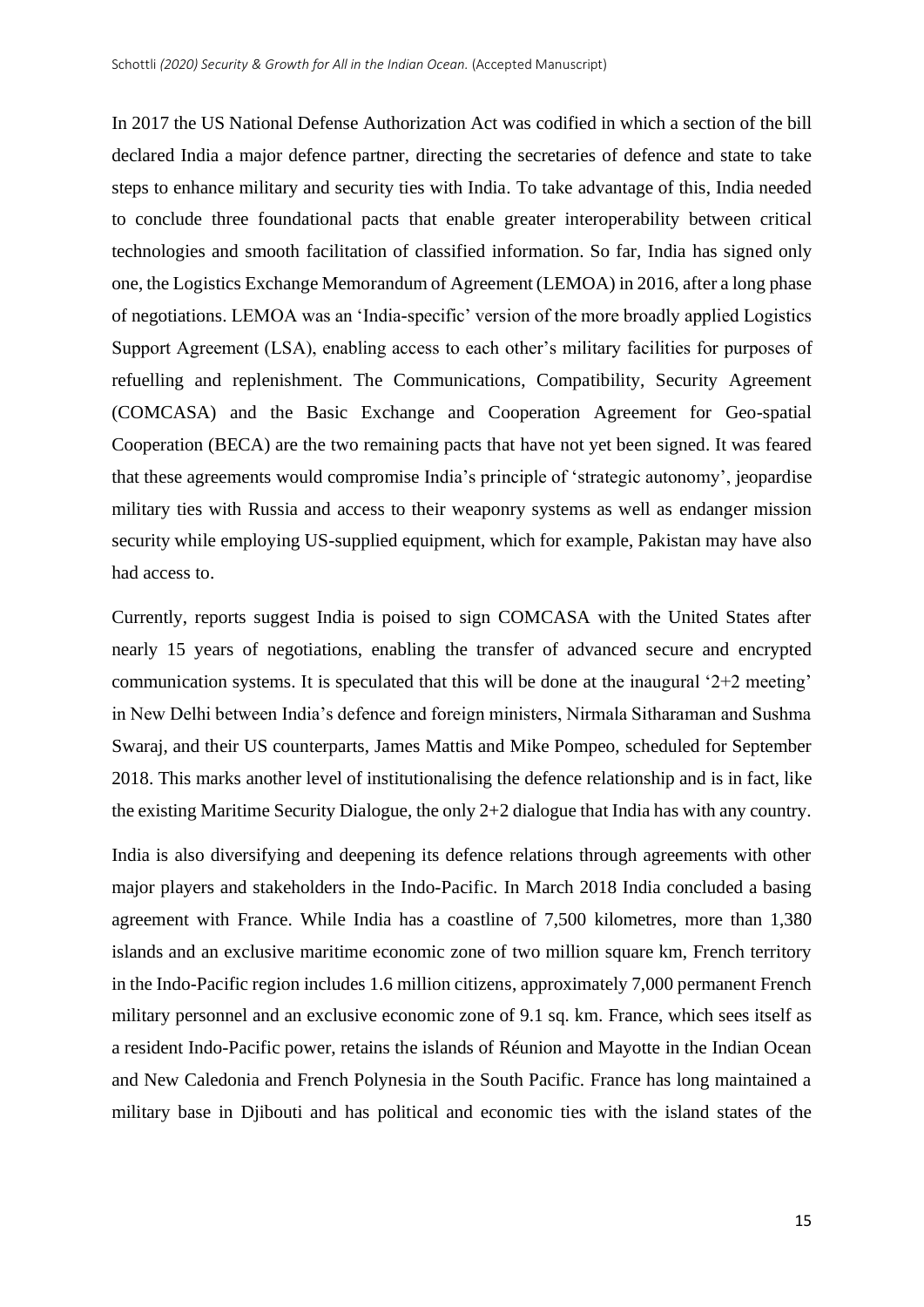In 2017 the US National Defense Authorization Act was codified in which a section of the bill declared India a major defence partner, directing the secretaries of defence and state to take steps to enhance military and security ties with India. To take advantage of this, India needed to conclude three foundational pacts that enable greater interoperability between critical technologies and smooth facilitation of classified information. So far, India has signed only one, the Logistics Exchange Memorandum of Agreement (LEMOA) in 2016, after a long phase of negotiations. LEMOA was an 'India-specific' version of the more broadly applied Logistics Support Agreement (LSA), enabling access to each other's military facilities for purposes of refuelling and replenishment. The Communications, Compatibility, Security Agreement (COMCASA) and the Basic Exchange and Cooperation Agreement for Geo-spatial Cooperation (BECA) are the two remaining pacts that have not yet been signed. It was feared that these agreements would compromise India's principle of 'strategic autonomy', jeopardise military ties with Russia and access to their weaponry systems as well as endanger mission security while employing US-supplied equipment, which for example, Pakistan may have also had access to.

Currently, reports suggest India is poised to sign COMCASA with the United States after nearly 15 years of negotiations, enabling the transfer of advanced secure and encrypted communication systems. It is speculated that this will be done at the inaugural '2+2 meeting' in New Delhi between India's defence and foreign ministers, Nirmala Sitharaman and Sushma Swaraj, and their US counterparts, James Mattis and Mike Pompeo, scheduled for September 2018. This marks another level of institutionalising the defence relationship and is in fact, like the existing Maritime Security Dialogue, the only 2+2 dialogue that India has with any country.

India is also diversifying and deepening its defence relations through agreements with other major players and stakeholders in the Indo-Pacific. In March 2018 India concluded a basing agreement with France. While India has a coastline of 7,500 kilometres, more than 1,380 islands and an exclusive maritime economic zone of two million square km, French territory in the Indo-Pacific region includes 1.6 million citizens, approximately 7,000 permanent French military personnel and an exclusive economic zone of 9.1 sq. km. France, which sees itself as a resident Indo-Pacific power, retains the islands of Réunion and Mayotte in the Indian Ocean and New Caledonia and French Polynesia in the South Pacific. France has long maintained a military base in Djibouti and has political and economic ties with the island states of the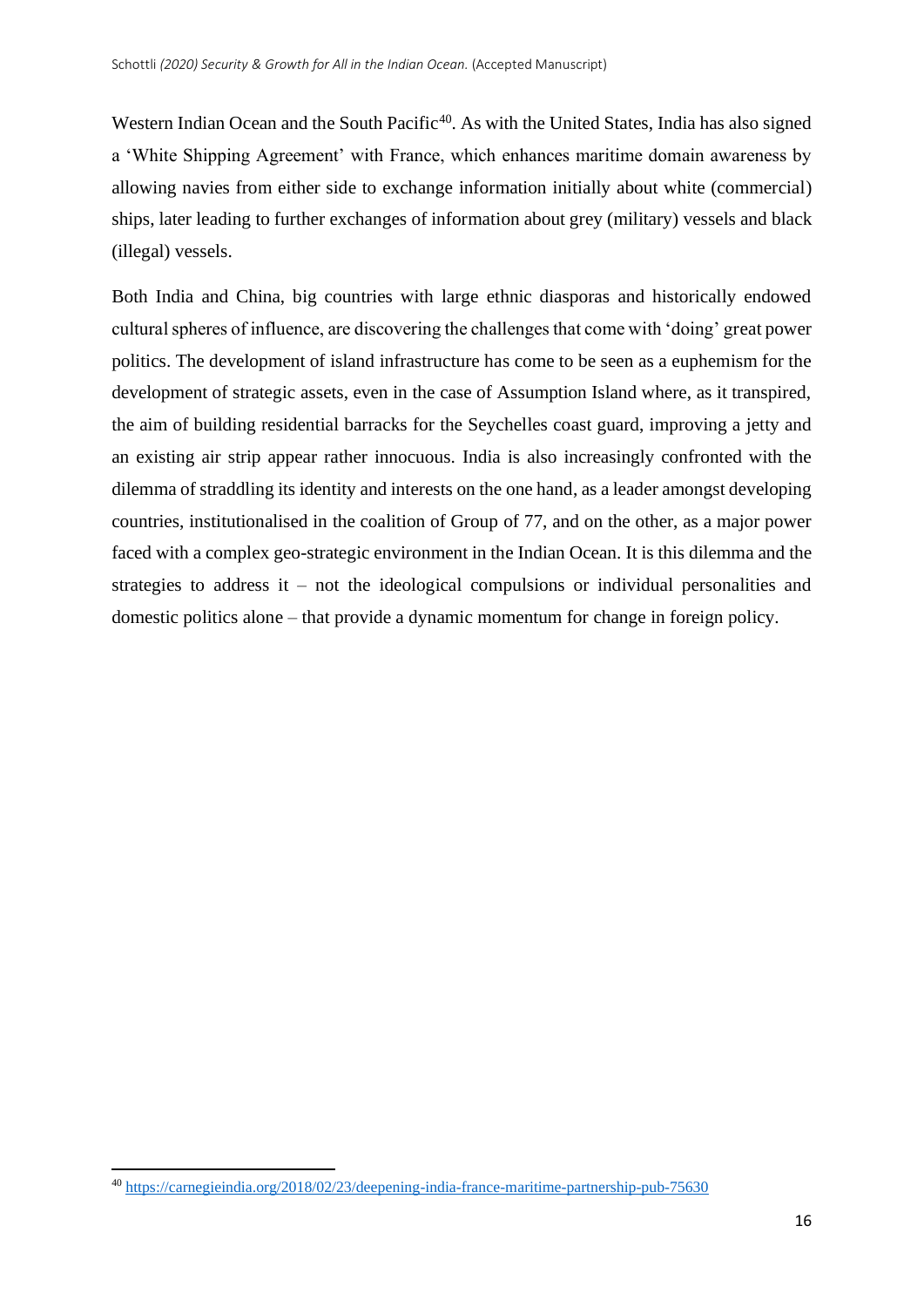Western Indian Ocean and the South Pacific[40]. As with the United States, India has also signed a 'White Shipping Agreement' with France, which enhances maritime domain awareness by allowing navies from either side to exchange information initially about white (commercial) ships, later leading to further exchanges of information about grey (military) vessels and black (illegal) vessels.

Both India and China, big countries with large ethnic diasporas and historically endowed cultural spheres of influence, are discovering the challenges that come with 'doing' great power politics. The development of island infrastructure has come to be seen as a euphemism for the development of strategic assets, even in the case of Assumption Island where, as it transpired, the aim of building residential barracks for the Seychelles coast guard, improving a jetty and an existing air strip appear rather innocuous. India is also increasingly confronted with the dilemma of straddling its identity and interests on the one hand, as a leader amongst developing countries, institutionalised in the coalition of Group of 77, and on the other, as a major power faced with a complex geo-strategic environment in the Indian Ocean. It is this dilemma and the strategies to address it – not the ideological compulsions or individual personalities and domestic politics alone – that provide a dynamic momentum for change in foreign policy.

[40] https://carnegieindia.org/2018/02/23/deepening-india-france-maritime-partnership-pub-75630